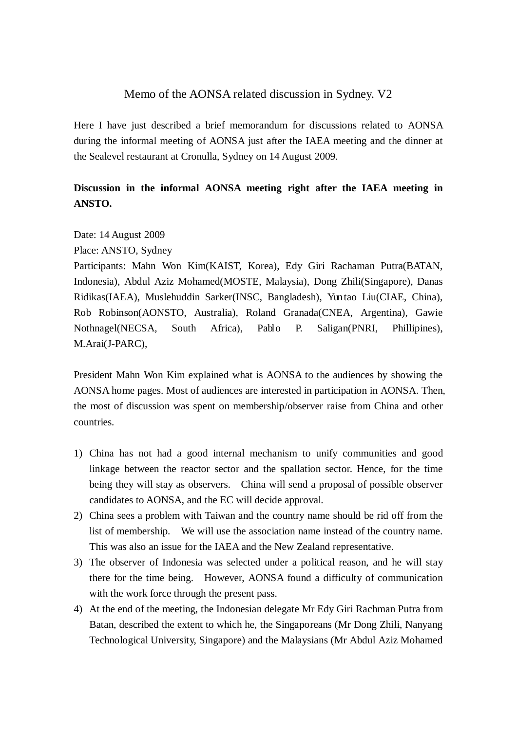# Memo of the AONSA related discussion in Sydney. V2

Here I have just described a brief memorandum for discussions related to AONSA during the informal meeting of AONSA just after the IAEA meeting and the dinner at the Sealevel restaurant at Cronulla, Sydney on 14 August 2009.

**Discussion in the informal AONSA meeting right after the IAEA meeting in ANSTO.**

Date: 14 August 2009
Place: ANSTO, Sydney
Participants: Mahn Won Kim(KAIST, Korea), Edy Giri Rachaman Putra(BATAN, Indonesia), Abdul Aziz Mohamed(MOSTE, Malaysia), Dong Zhili(Singapore), Danas Ridikas(IAEA), Muslehuddin Sarker(INSC, Bangladesh), Yuntao Liu(CIAE, China), Rob Robinson(AONSTO, Australia), Roland Granada(CNEA, Argentina), Gawie Nothnagel(NECSA, South Africa), Pablo P. Saligan(PNRI, Phillipines), M.Arai(J-PARC),

President Mahn Won Kim explained what is AONSA to the audiences by showing the AONSA home pages. Most of audiences are interested in participation in AONSA. Then, the most of discussion was spent on membership/observer raise from China and other countries.

1) China has not had a good internal mechanism to unify communities and good linkage between the reactor sector and the spallation sector. Hence, for the time being they will stay as observers. China will send a proposal of possible observer candidates to AONSA, and the EC will decide approval.
2) China sees a problem with Taiwan and the country name should be rid off from the list of membership. We will use the association name instead of the country name. This was also an issue for the IAEA and the New Zealand representative.
3) The observer of Indonesia was selected under a political reason, and he will stay there for the time being. However, AONSA found a difficulty of communication with the work force through the present pass.
4) At the end of the meeting, the Indonesian delegate Mr Edy Giri Rachman Putra from Batan, described the extent to which he, the Singaporeans (Mr Dong Zhili, Nanyang Technological University, Singapore) and the Malaysians (Mr Abdul Aziz Mohamed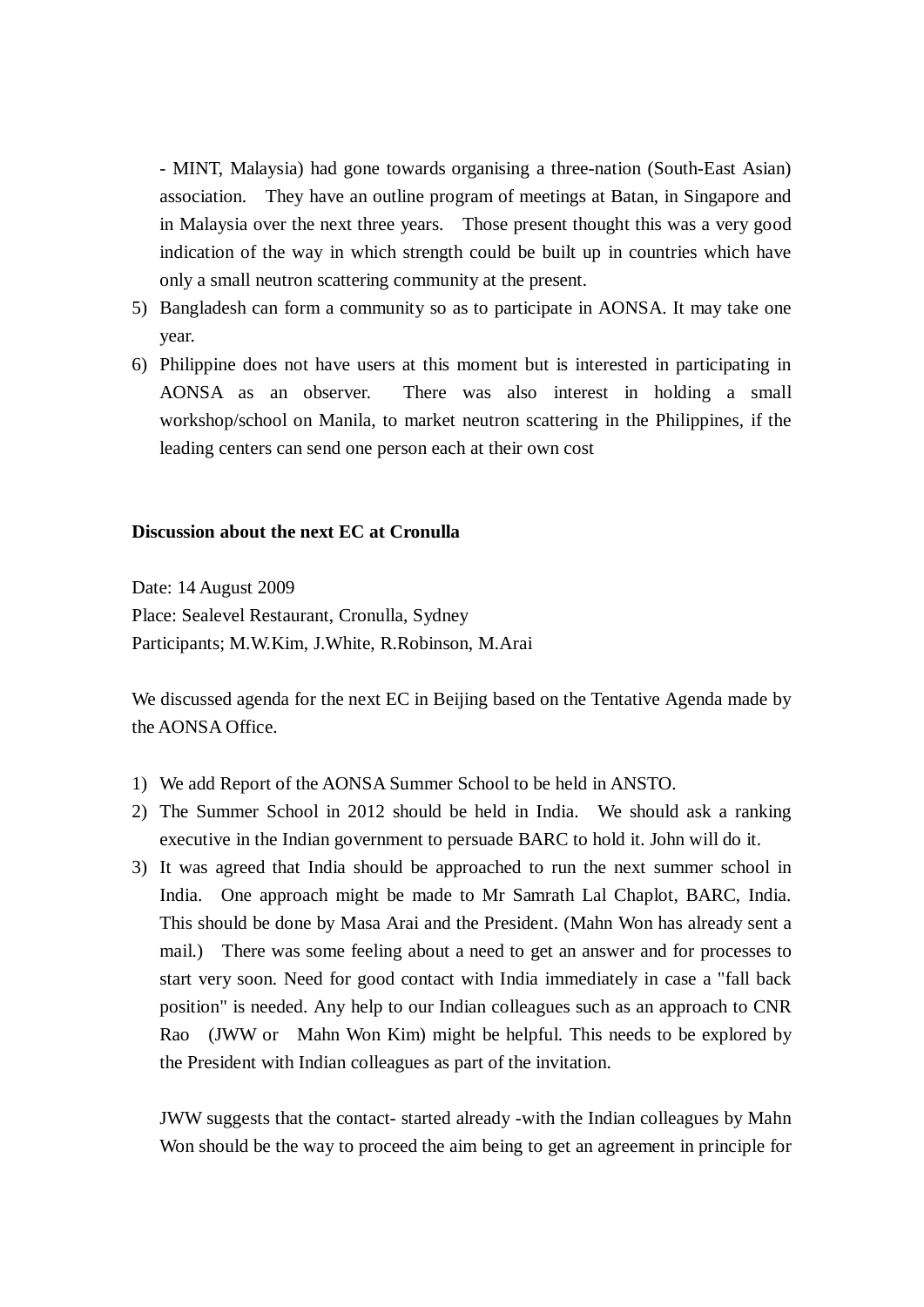- MINT, Malaysia) had gone towards organising a three-nation (South-East Asian) association. They have an outline program of meetings at Batan, in Singapore and in Malaysia over the next three years. Those present thought this was a very good indication of the way in which strength could be built up in countries which have only a small neutron scattering community at the present.

5) Bangladesh can form a community so as to participate in AONSA. It may take one year.
6) Philippine does not have users at this moment but is interested in participating in AONSA as an observer. There was also interest in holding a small workshop/school on Manila, to market neutron scattering in the Philippines, if the leading centers can send one person each at their own cost

**Discussion about the next EC at Cronulla**

Date: 14 August 2009
Place: Sealevel Restaurant, Cronulla, Sydney
Participants; M.W.Kim, J.White, R.Robinson, M.Arai

We discussed agenda for the next EC in Beijing based on the Tentative Agenda made by the AONSA Office.

1) We add Report of the AONSA Summer School to be held in ANSTO.
2) The Summer School in 2012 should be held in India. We should ask a ranking executive in the Indian government to persuade BARC to hold it. John will do it.
3) It was agreed that India should be approached to run the next summer school in India. One approach might be made to Mr Samrath Lal Chaplot, BARC, India. This should be done by Masa Arai and the President. (Mahn Won has already sent a mail.) There was some feeling about a need to get an answer and for processes to start very soon. Need for good contact with India immediately in case a "fall back position" is needed. Any help to our Indian colleagues such as an approach to CNR Rao (JWW or Mahn Won Kim) might be helpful. This needs to be explored by the President with Indian colleagues as part of the invitation.

   JWW suggests that the contact- started already -with the Indian colleagues by Mahn Won should be the way to proceed the aim being to get an agreement in principle for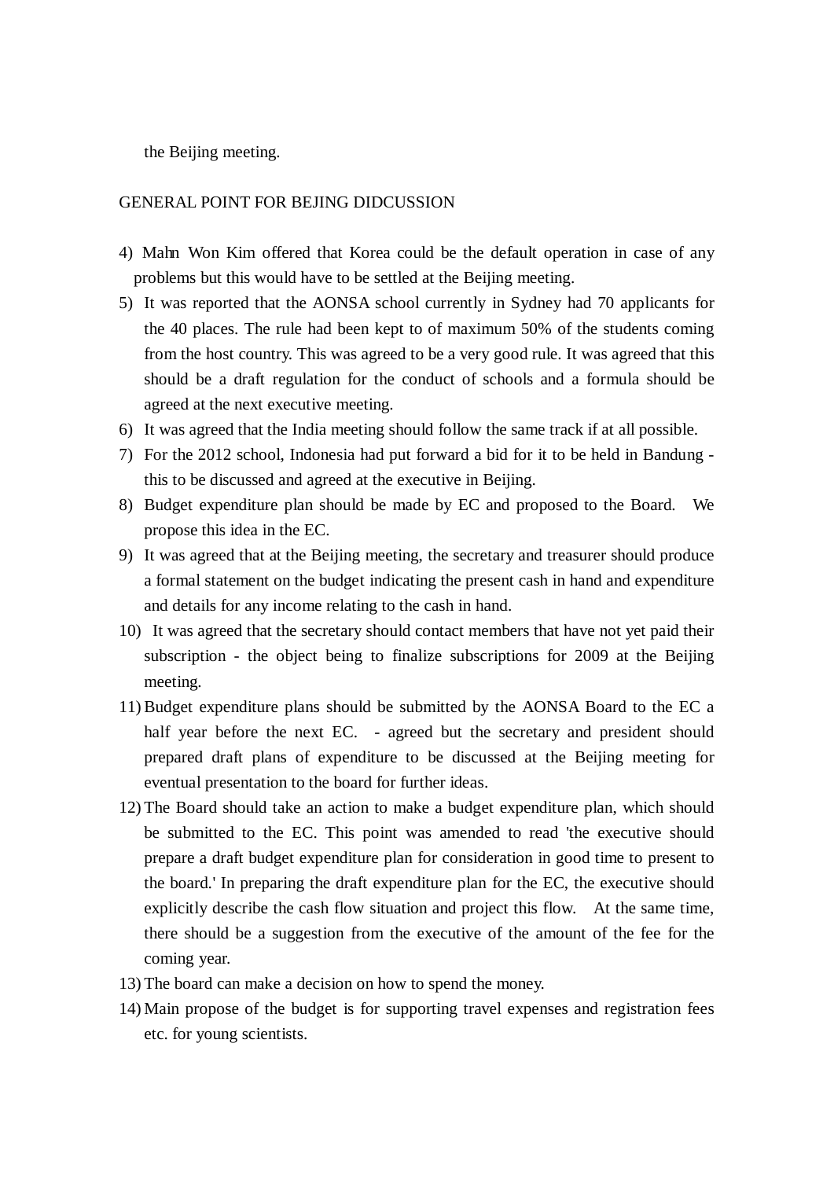the Beijing meeting.

GENERAL POINT FOR BEJING DIDCUSSION

4) Mahn Won Kim offered that Korea could be the default operation in case of any problems but this would have to be settled at the Beijing meeting.
5) It was reported that the AONSA school currently in Sydney had 70 applicants for the 40 places. The rule had been kept to of maximum 50% of the students coming from the host country. This was agreed to be a very good rule. It was agreed that this should be a draft regulation for the conduct of schools and a formula should be agreed at the next executive meeting.
6) It was agreed that the India meeting should follow the same track if at all possible.
7) For the 2012 school, Indonesia had put forward a bid for it to be held in Bandung - this to be discussed and agreed at the executive in Beijing.
8) Budget expenditure plan should be made by EC and proposed to the Board. We propose this idea in the EC.
9) It was agreed that at the Beijing meeting, the secretary and treasurer should produce a formal statement on the budget indicating the present cash in hand and expenditure and details for any income relating to the cash in hand.
10) It was agreed that the secretary should contact members that have not yet paid their subscription - the object being to finalize subscriptions for 2009 at the Beijing meeting.
11) Budget expenditure plans should be submitted by the AONSA Board to the EC a half year before the next EC. - agreed but the secretary and president should prepared draft plans of expenditure to be discussed at the Beijing meeting for eventual presentation to the board for further ideas.
12) The Board should take an action to make a budget expenditure plan, which should be submitted to the EC. This point was amended to read 'the executive should prepare a draft budget expenditure plan for consideration in good time to present to the board.' In preparing the draft expenditure plan for the EC, the executive should explicitly describe the cash flow situation and project this flow. At the same time, there should be a suggestion from the executive of the amount of the fee for the coming year.
13) The board can make a decision on how to spend the money.
14) Main propose of the budget is for supporting travel expenses and registration fees etc. for young scientists.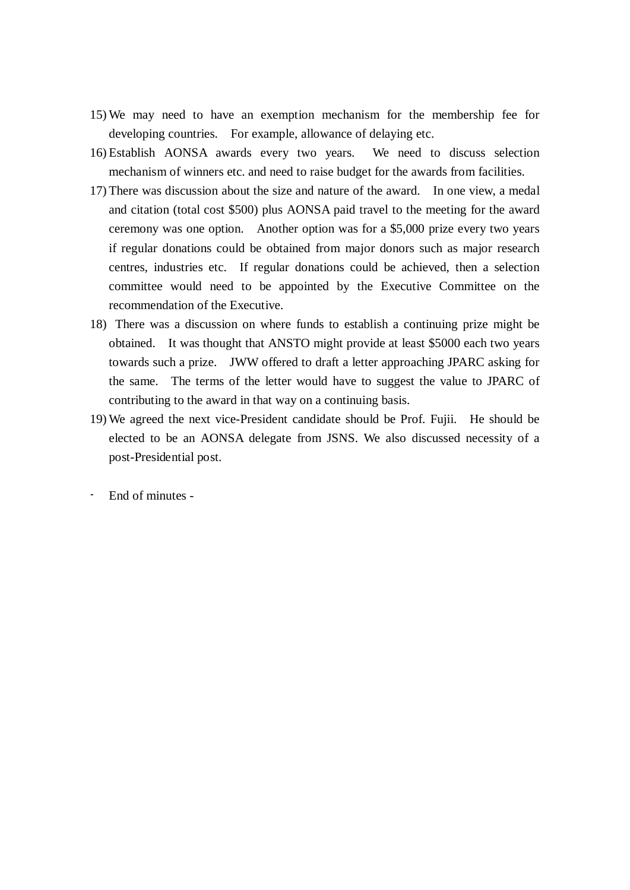15) We may need to have an exemption mechanism for the membership fee for developing countries. For example, allowance of delaying etc.
16) Establish AONSA awards every two years. We need to discuss selection mechanism of winners etc. and need to raise budget for the awards from facilities.
17) There was discussion about the size and nature of the award. In one view, a medal and citation (total cost $500) plus AONSA paid travel to the meeting for the award ceremony was one option. Another option was for a $5,000 prize every two years if regular donations could be obtained from major donors such as major research centres, industries etc. If regular donations could be achieved, then a selection committee would need to be appointed by the Executive Committee on the recommendation of the Executive.
18) There was a discussion on where funds to establish a continuing prize might be obtained. It was thought that ANSTO might provide at least $5000 each two years towards such a prize. JWW offered to draft a letter approaching JPARC asking for the same. The terms of the letter would have to suggest the value to JPARC of contributing to the award in that way on a continuing basis.
19) We agreed the next vice-President candidate should be Prof. Fujii. He should be elected to be an AONSA delegate from JSNS. We also discussed necessity of a post-Presidential post.

- End of minutes -